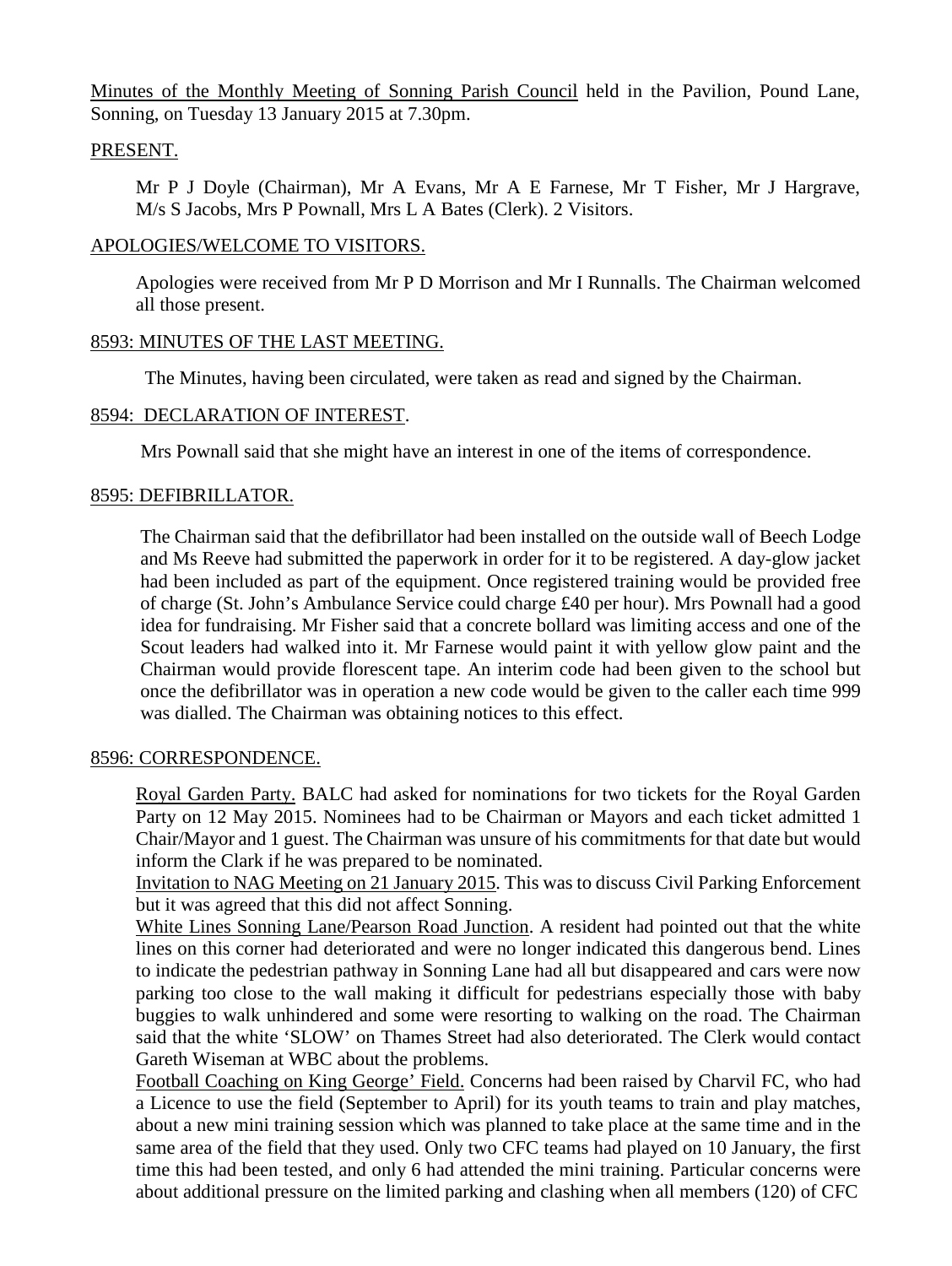Minutes of the Monthly Meeting of Sonning Parish Council held in the Pavilion, Pound Lane, Sonning, on Tuesday 13 January 2015 at 7.30pm.

## PRESENT.

Mr P J Doyle (Chairman), Mr A Evans, Mr A E Farnese, Mr T Fisher, Mr J Hargrave, M/s S Jacobs, Mrs P Pownall, Mrs L A Bates (Clerk). 2 Visitors.

## APOLOGIES/WELCOME TO VISITORS.

Apologies were received from Mr P D Morrison and Mr I Runnalls. The Chairman welcomed all those present.

## 8593: MINUTES OF THE LAST MEETING.

The Minutes, having been circulated, were taken as read and signed by the Chairman.

## 8594: DECLARATION OF INTEREST.

Mrs Pownall said that she might have an interest in one of the items of correspondence.

## 8595: DEFIBRILLATOR.

The Chairman said that the defibrillator had been installed on the outside wall of Beech Lodge and Ms Reeve had submitted the paperwork in order for it to be registered. A day-glow jacket had been included as part of the equipment. Once registered training would be provided free of charge (St. John's Ambulance Service could charge £40 per hour). Mrs Pownall had a good idea for fundraising. Mr Fisher said that a concrete bollard was limiting access and one of the Scout leaders had walked into it. Mr Farnese would paint it with yellow glow paint and the Chairman would provide florescent tape. An interim code had been given to the school but once the defibrillator was in operation a new code would be given to the caller each time 999 was dialled. The Chairman was obtaining notices to this effect.

## 8596: CORRESPONDENCE.

Royal Garden Party. BALC had asked for nominations for two tickets for the Royal Garden Party on 12 May 2015. Nominees had to be Chairman or Mayors and each ticket admitted 1 Chair/Mayor and 1 guest. The Chairman was unsure of his commitments for that date but would inform the Clark if he was prepared to be nominated.

Invitation to NAG Meeting on 21 January 2015. This was to discuss Civil Parking Enforcement but it was agreed that this did not affect Sonning.

White Lines Sonning Lane/Pearson Road Junction. A resident had pointed out that the white lines on this corner had deteriorated and were no longer indicated this dangerous bend. Lines to indicate the pedestrian pathway in Sonning Lane had all but disappeared and cars were now parking too close to the wall making it difficult for pedestrians especially those with baby buggies to walk unhindered and some were resorting to walking on the road. The Chairman said that the white 'SLOW' on Thames Street had also deteriorated. The Clerk would contact Gareth Wiseman at WBC about the problems.

Football Coaching on King George' Field. Concerns had been raised by Charvil FC, who had a Licence to use the field (September to April) for its youth teams to train and play matches, about a new mini training session which was planned to take place at the same time and in the same area of the field that they used. Only two CFC teams had played on 10 January, the first time this had been tested, and only 6 had attended the mini training. Particular concerns were about additional pressure on the limited parking and clashing when all members (120) of CFC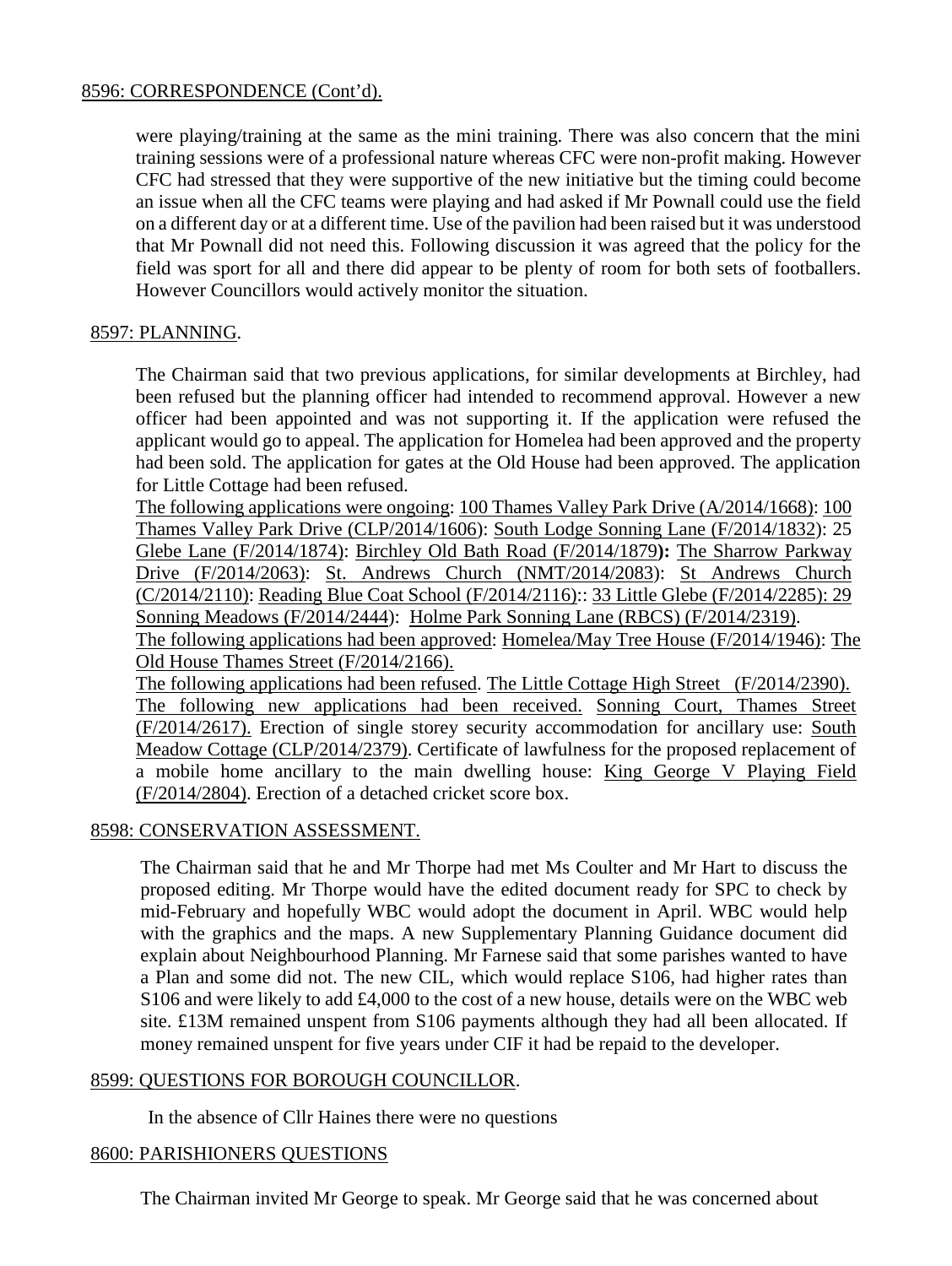## 8596: CORRESPONDENCE (Cont'd).

were playing/training at the same as the mini training. There was also concern that the mini training sessions were of a professional nature whereas CFC were non-profit making. However CFC had stressed that they were supportive of the new initiative but the timing could become an issue when all the CFC teams were playing and had asked if Mr Pownall could use the field on a different day or at a different time. Use of the pavilion had been raised but it was understood that Mr Pownall did not need this. Following discussion it was agreed that the policy for the field was sport for all and there did appear to be plenty of room for both sets of footballers. However Councillors would actively monitor the situation.

## 8597: PLANNING.

The Chairman said that two previous applications, for similar developments at Birchley, had been refused but the planning officer had intended to recommend approval. However a new officer had been appointed and was not supporting it. If the application were refused the applicant would go to appeal. The application for Homelea had been approved and the property had been sold. The application for gates at the Old House had been approved. The application for Little Cottage had been refused.

The following applications were ongoing: 100 Thames Valley Park Drive (A/2014/1668): 100 Thames Valley Park Drive (CLP/2014/1606): South Lodge Sonning Lane (F/2014/1832): 25 Glebe Lane (F/2014/1874): Birchley Old Bath Road (F/2014/1879**):** The Sharrow Parkway Drive (F/2014/2063): St. Andrews Church (NMT/2014/2083): St Andrews Church (C/2014/2110): Reading Blue Coat School (F/2014/2116):: 33 Little Glebe (F/2014/2285): 29 Sonning Meadows (F/2014/2444): Holme Park Sonning Lane (RBCS) (F/2014/2319).

The following applications had been approved: Homelea/May Tree House (F/2014/1946): The Old House Thames Street (F/2014/2166).

The following applications had been refused. The Little Cottage High Street (F/2014/2390).

The following new applications had been received. Sonning Court, Thames Street (F/2014/2617). Erection of single storey security accommodation for ancillary use: South Meadow Cottage (CLP/2014/2379). Certificate of lawfulness for the proposed replacement of a mobile home ancillary to the main dwelling house: King George V Playing Field (F/2014/2804). Erection of a detached cricket score box.

## 8598: CONSERVATION ASSESSMENT.

The Chairman said that he and Mr Thorpe had met Ms Coulter and Mr Hart to discuss the proposed editing. Mr Thorpe would have the edited document ready for SPC to check by mid-February and hopefully WBC would adopt the document in April. WBC would help with the graphics and the maps. A new Supplementary Planning Guidance document did explain about Neighbourhood Planning. Mr Farnese said that some parishes wanted to have a Plan and some did not. The new CIL, which would replace S106, had higher rates than S106 and were likely to add £4,000 to the cost of a new house, details were on the WBC web site. £13M remained unspent from S106 payments although they had all been allocated. If money remained unspent for five years under CIF it had be repaid to the developer.

## 8599: QUESTIONS FOR BOROUGH COUNCILLOR.

In the absence of Cllr Haines there were no questions

## 8600: PARISHIONERS QUESTIONS

The Chairman invited Mr George to speak. Mr George said that he was concerned about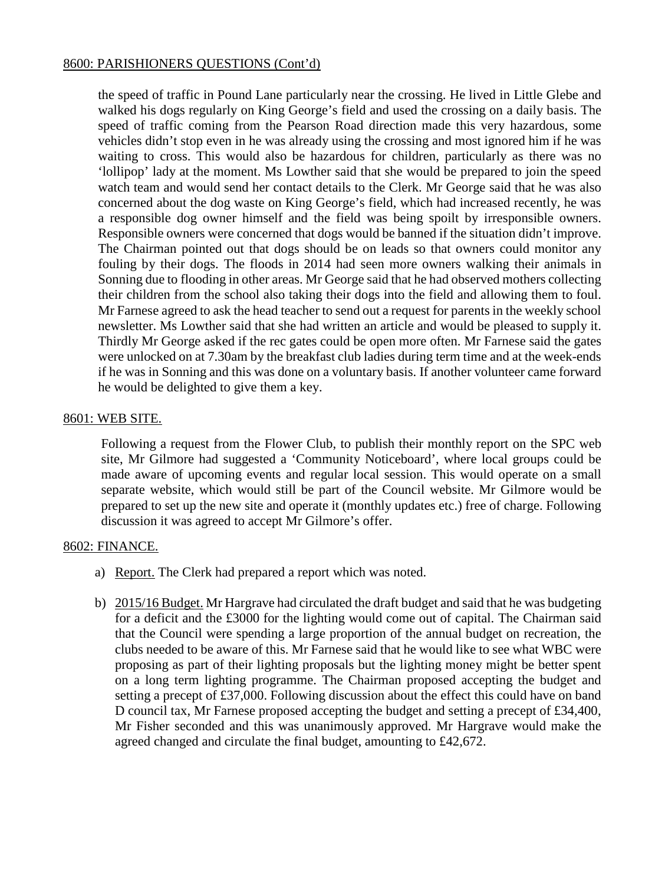## 8600: PARISHIONERS QUESTIONS (Cont'd)

the speed of traffic in Pound Lane particularly near the crossing. He lived in Little Glebe and walked his dogs regularly on King George's field and used the crossing on a daily basis. The speed of traffic coming from the Pearson Road direction made this very hazardous, some vehicles didn't stop even in he was already using the crossing and most ignored him if he was waiting to cross. This would also be hazardous for children, particularly as there was no 'lollipop' lady at the moment. Ms Lowther said that she would be prepared to join the speed watch team and would send her contact details to the Clerk. Mr George said that he was also concerned about the dog waste on King George's field, which had increased recently, he was a responsible dog owner himself and the field was being spoilt by irresponsible owners. Responsible owners were concerned that dogs would be banned if the situation didn't improve. The Chairman pointed out that dogs should be on leads so that owners could monitor any fouling by their dogs. The floods in 2014 had seen more owners walking their animals in Sonning due to flooding in other areas. Mr George said that he had observed mothers collecting their children from the school also taking their dogs into the field and allowing them to foul. Mr Farnese agreed to ask the head teacher to send out a request for parents in the weekly school newsletter. Ms Lowther said that she had written an article and would be pleased to supply it. Thirdly Mr George asked if the rec gates could be open more often. Mr Farnese said the gates were unlocked on at 7.30am by the breakfast club ladies during term time and at the week-ends if he was in Sonning and this was done on a voluntary basis. If another volunteer came forward he would be delighted to give them a key.

## 8601: WEB SITE.

Following a request from the Flower Club, to publish their monthly report on the SPC web site, Mr Gilmore had suggested a 'Community Noticeboard', where local groups could be made aware of upcoming events and regular local session. This would operate on a small separate website, which would still be part of the Council website. Mr Gilmore would be prepared to set up the new site and operate it (monthly updates etc.) free of charge. Following discussion it was agreed to accept Mr Gilmore's offer.

## 8602: FINANCE.

a) Report. The Clerk had prepared a report which was noted.

b) 2015/16 Budget. Mr Hargrave had circulated the draft budget and said that he was budgeting for a deficit and the £3000 for the lighting would come out of capital. The Chairman said that the Council were spending a large proportion of the annual budget on recreation, the clubs needed to be aware of this. Mr Farnese said that he would like to see what WBC were proposing as part of their lighting proposals but the lighting money might be better spent on a long term lighting programme. The Chairman proposed accepting the budget and setting a precept of £37,000. Following discussion about the effect this could have on band D council tax, Mr Farnese proposed accepting the budget and setting a precept of £34,400, Mr Fisher seconded and this was unanimously approved. Mr Hargrave would make the agreed changed and circulate the final budget, amounting to £42,672.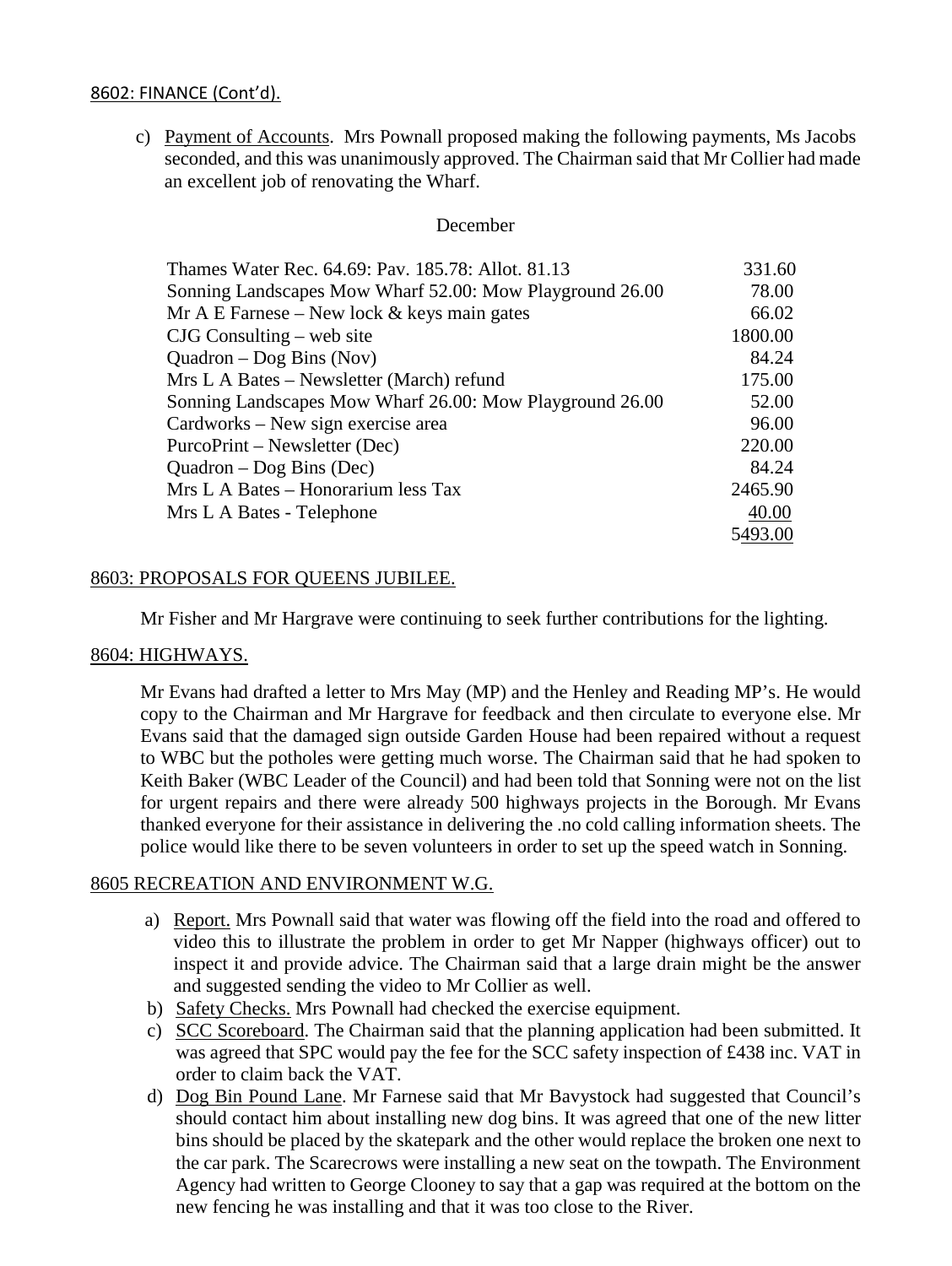8602: FINANCE (Cont'd).

c) Payment of Accounts. Mrs Pownall proposed making the following payments, Ms Jacobs seconded, and this was unanimously approved. The Chairman said that Mr Collier had made an excellent job of renovating the Wharf.

December

| | |
|---|---|
| Thames Water Rec. 64.69: Pav. 185.78: Allot. 81.13 | 331.60 |
| Sonning Landscapes Mow Wharf 52.00: Mow Playground 26.00 | 78.00 |
| Mr A E Farnese – New lock & keys main gates | 66.02 |
| CJG Consulting – web site | 1800.00 |
| Quadron – Dog Bins (Nov) | 84.24 |
| Mrs L A Bates – Newsletter (March) refund | 175.00 |
| Sonning Landscapes Mow Wharf 26.00: Mow Playground 26.00 | 52.00 |
| Cardworks – New sign exercise area | 96.00 |
| PurcoPrint – Newsletter (Dec) | 220.00 |
| Quadron – Dog Bins (Dec) | 84.24 |
| Mrs L A Bates – Honorarium less Tax | 2465.90 |
| Mrs L A Bates - Telephone | 40.00 |
| | 5493.00 |

8603: PROPOSALS FOR QUEENS JUBILEE.

Mr Fisher and Mr Hargrave were continuing to seek further contributions for the lighting.

8604: HIGHWAYS.

Mr Evans had drafted a letter to Mrs May (MP) and the Henley and Reading MP's. He would copy to the Chairman and Mr Hargrave for feedback and then circulate to everyone else. Mr Evans said that the damaged sign outside Garden House had been repaired without a request to WBC but the potholes were getting much worse. The Chairman said that he had spoken to Keith Baker (WBC Leader of the Council) and had been told that Sonning were not on the list for urgent repairs and there were already 500 highways projects in the Borough. Mr Evans thanked everyone for their assistance in delivering the .no cold calling information sheets. The police would like there to be seven volunteers in order to set up the speed watch in Sonning.

8605 RECREATION AND ENVIRONMENT W.G.

a) Report. Mrs Pownall said that water was flowing off the field into the road and offered to video this to illustrate the problem in order to get Mr Napper (highways officer) out to inspect it and provide advice. The Chairman said that a large drain might be the answer and suggested sending the video to Mr Collier as well.
b) Safety Checks. Mrs Pownall had checked the exercise equipment.
c) SCC Scoreboard. The Chairman said that the planning application had been submitted. It was agreed that SPC would pay the fee for the SCC safety inspection of £438 inc. VAT in order to claim back the VAT.
d) Dog Bin Pound Lane. Mr Farnese said that Mr Bavystock had suggested that Council's should contact him about installing new dog bins. It was agreed that one of the new litter bins should be placed by the skatepark and the other would replace the broken one next to the car park. The Scarecrows were installing a new seat on the towpath. The Environment Agency had written to George Clooney to say that a gap was required at the bottom on the new fencing he was installing and that it was too close to the River.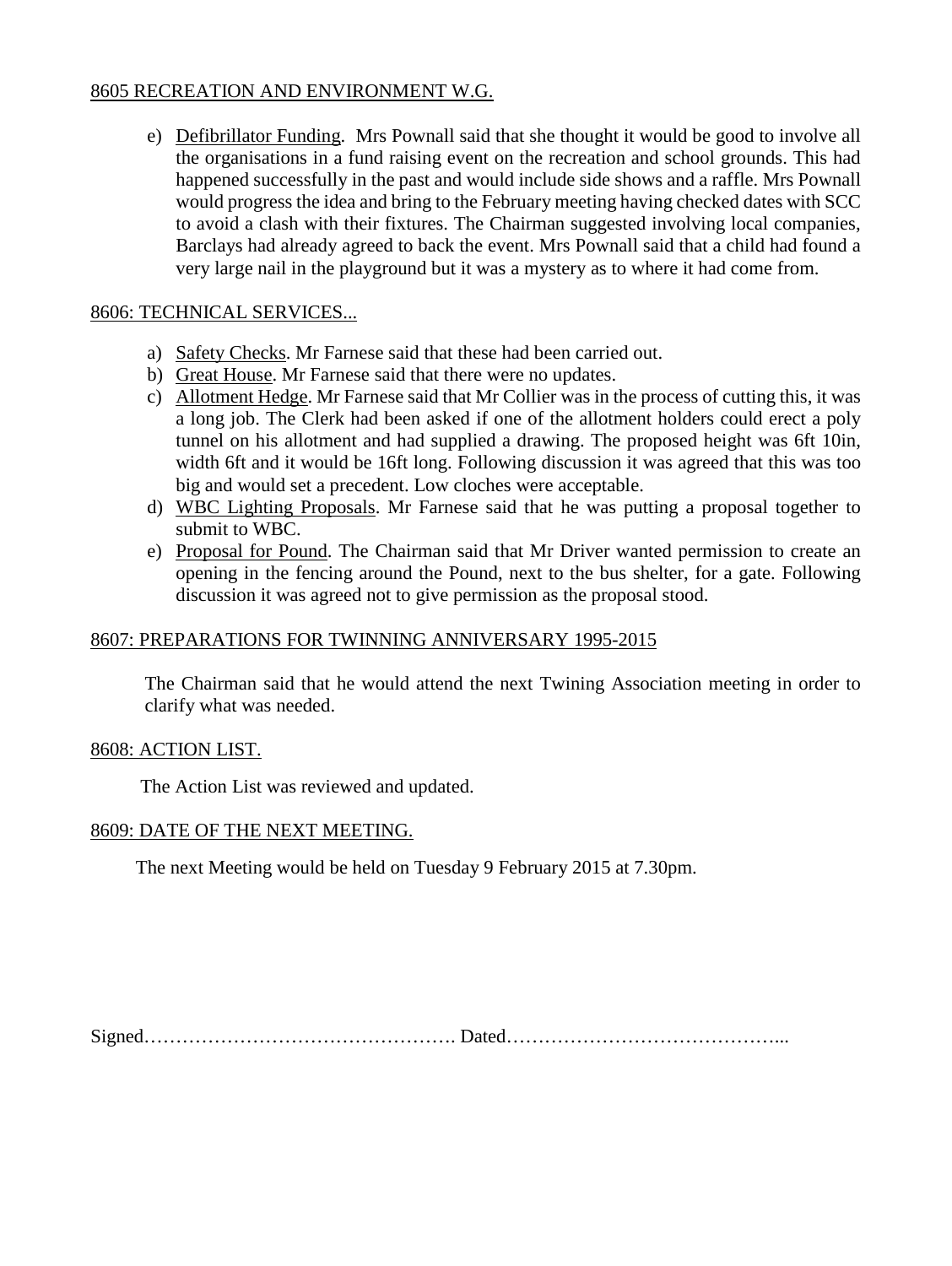8605 RECREATION AND ENVIRONMENT W.G.

e) Defibrillator Funding. Mrs Pownall said that she thought it would be good to involve all the organisations in a fund raising event on the recreation and school grounds. This had happened successfully in the past and would include side shows and a raffle. Mrs Pownall would progress the idea and bring to the February meeting having checked dates with SCC to avoid a clash with their fixtures. The Chairman suggested involving local companies, Barclays had already agreed to back the event. Mrs Pownall said that a child had found a very large nail in the playground but it was a mystery as to where it had come from.

8606: TECHNICAL SERVICES...

a) Safety Checks. Mr Farnese said that these had been carried out.
b) Great House. Mr Farnese said that there were no updates.
c) Allotment Hedge. Mr Farnese said that Mr Collier was in the process of cutting this, it was a long job. The Clerk had been asked if one of the allotment holders could erect a poly tunnel on his allotment and had supplied a drawing. The proposed height was 6ft 10in, width 6ft and it would be 16ft long. Following discussion it was agreed that this was too big and would set a precedent. Low cloches were acceptable.
d) WBC Lighting Proposals. Mr Farnese said that he was putting a proposal together to submit to WBC.
e) Proposal for Pound. The Chairman said that Mr Driver wanted permission to create an opening in the fencing around the Pound, next to the bus shelter, for a gate. Following discussion it was agreed not to give permission as the proposal stood.

8607: PREPARATIONS FOR TWINNING ANNIVERSARY 1995-2015

The Chairman said that he would attend the next Twining Association meeting in order to clarify what was needed.

8608: ACTION LIST.

The Action List was reviewed and updated.

8609: DATE OF THE NEXT MEETING.

The next Meeting would be held on Tuesday 9 February 2015 at 7.30pm.

Signed…………………………………………. Dated……………………………………...